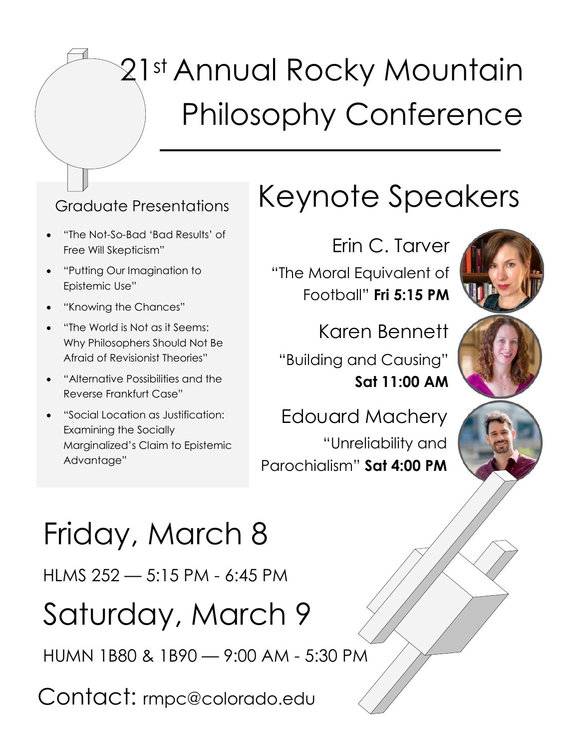# 21st Annual Rocky Mountain Philosophy Conference

## Graduate Presentations

- "The Not-So-Bad 'Bad Results' of Free Will Skepticism"
- "Putting Our Imagination to Epistemic Use"
- "Knowing the Chances"
- "The World is Not as it Seems: Why Philosophers Should Not Be Afraid of Revisionist Theories"
- "Alternative Possibilities and the Reverse Frankfurt Case"
- "Social Location as Justification: Examining the Socially Marginalized's Claim to Epistemic Advantage"

## Keynote Speakers

Erin C. Tarver

"The Moral Equivalent of Football" **Fri 5:15 PM**

Karen Bennett

"Building and Causing" **Sat 11:00 AM**

Edouard Machery

"Unreliability and Parochialism" **Sat 4:00 PM**

## Friday, March 8

HLMS 252 — 5:15 PM - 6:45 PM

## Saturday, March 9

HUMN 1B80 & 1B90 — 9:00 AM - 5:30 PM

Contact: rmpc@colorado.edu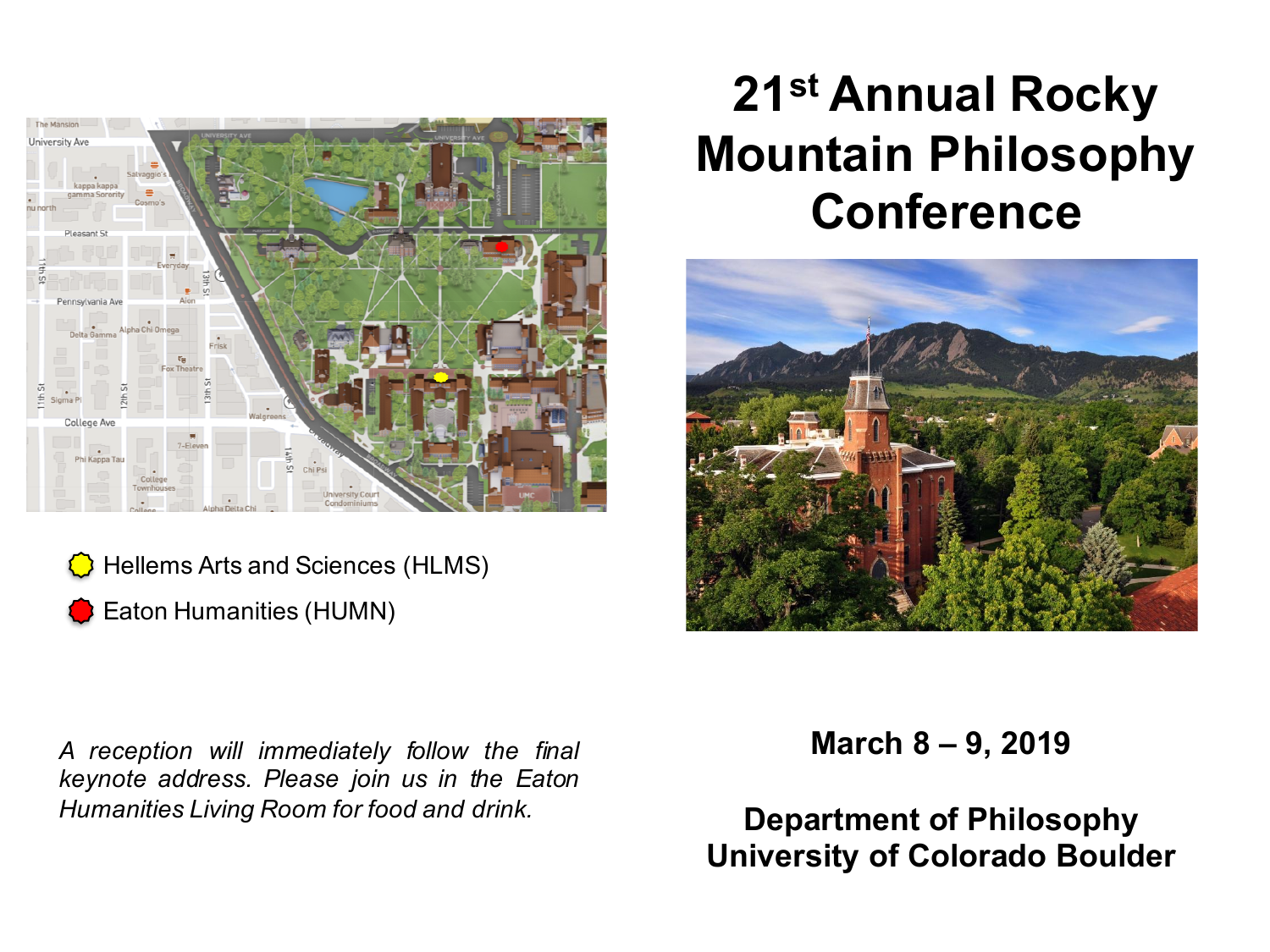# 21st Annual Rocky Mountain Philosophy Conference

- Hellems Arts and Sciences (HLMS)
- Eaton Humanities (HUMN)

*A reception will immediately follow the final keynote address. Please join us in the Eaton Humanities Living Room for food and drink.*

**March 8 – 9, 2019**

**Department of Philosophy**
**University of Colorado Boulder**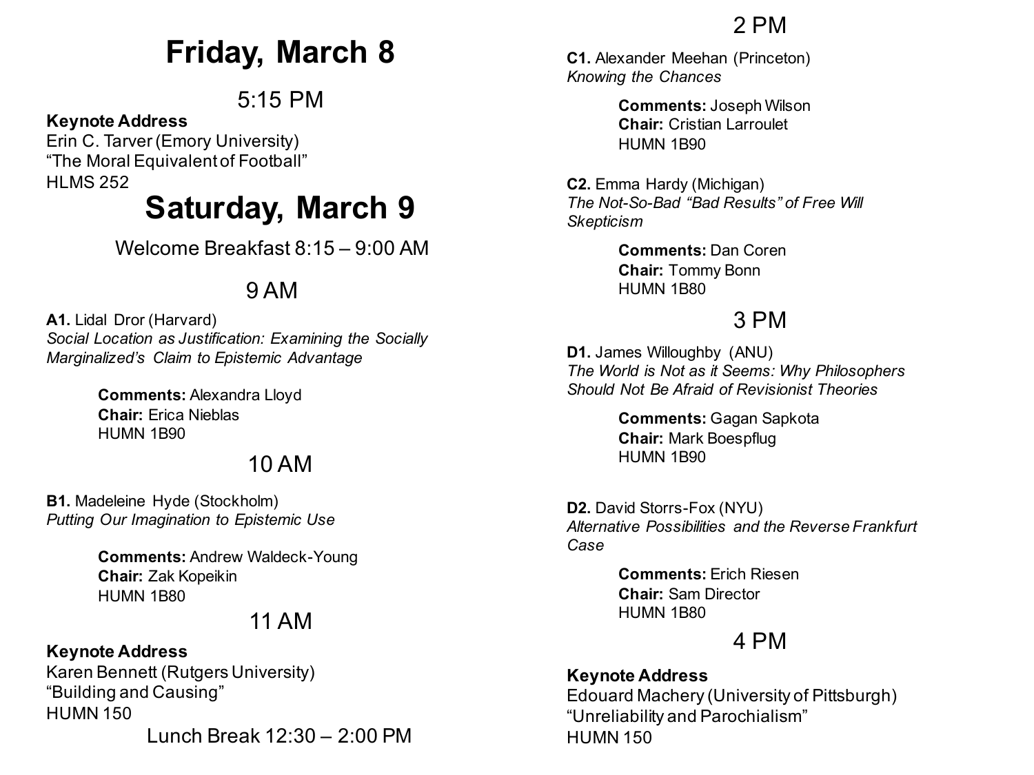# Friday, March 8

## 5:15 PM

**Keynote Address**
Erin C. Tarver (Emory University)
"The Moral Equivalent of Football"
HLMS 252

# Saturday, March 9

Welcome Breakfast 8:15 – 9:00 AM

## 9 AM

**A1.** Lidal Dror (Harvard)
*Social Location as Justification: Examining the Socially Marginalized's Claim to Epistemic Advantage*

> **Comments:** Alexandra Lloyd
> **Chair:** Erica Nieblas
> HUMN 1B90

## 10 AM

**B1.** Madeleine Hyde (Stockholm)
*Putting Our Imagination to Epistemic Use*

> **Comments:** Andrew Waldeck-Young
> **Chair:** Zak Kopeikin
> HUMN 1B80

## 11 AM

**Keynote Address**
Karen Bennett (Rutgers University)
"Building and Causing"
HUMN 150

Lunch Break 12:30 – 2:00 PM

## 2 PM

**C1.** Alexander Meehan (Princeton)
*Knowing the Chances*

> **Comments:** Joseph Wilson
> **Chair:** Cristian Larroulet
> HUMN 1B90

**C2.** Emma Hardy (Michigan)
*The Not-So-Bad "Bad Results" of Free Will Skepticism*

> **Comments:** Dan Coren
> **Chair:** Tommy Bonn
> HUMN 1B80

## 3 PM

**D1.** James Willoughby (ANU)
*The World is Not as it Seems: Why Philosophers Should Not Be Afraid of Revisionist Theories*

> **Comments:** Gagan Sapkota
> **Chair:** Mark Boespflug
> HUMN 1B90

**D2.** David Storrs-Fox (NYU)
*Alternative Possibilities and the Reverse Frankfurt Case*

> **Comments:** Erich Riesen
> **Chair:** Sam Director
> HUMN 1B80

## 4 PM

**Keynote Address**
Edouard Machery (University of Pittsburgh)
"Unreliability and Parochialism"
HUMN 150